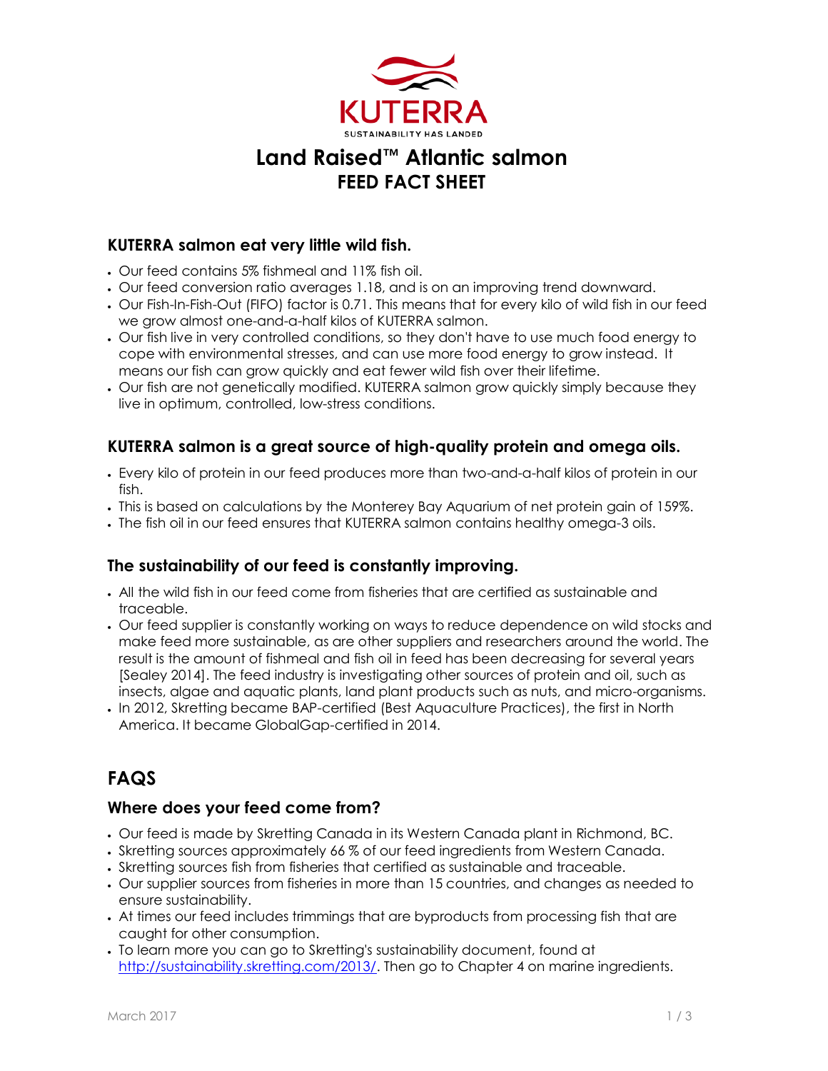KUTERRA

SUSTAINABILITY HAS LANDED

# Land Raised™ Atlantic salmon
## FEED FACT SHEET

### KUTERRA salmon eat very little wild fish.

- Our feed contains 5% fishmeal and 11% fish oil.
- Our feed conversion ratio averages 1.18, and is on an improving trend downward.
- Our Fish-In-Fish-Out (FIFO) factor is 0.71. This means that for every kilo of wild fish in our feed we grow almost one-and-a-half kilos of KUTERRA salmon.
- Our fish live in very controlled conditions, so they don't have to use much food energy to cope with environmental stresses, and can use more food energy to grow instead. It means our fish can grow quickly and eat fewer wild fish over their lifetime.
- Our fish are not genetically modified. KUTERRA salmon grow quickly simply because they live in optimum, controlled, low-stress conditions.

### KUTERRA salmon is a great source of high-quality protein and omega oils.

- Every kilo of protein in our feed produces more than two-and-a-half kilos of protein in our fish.
- This is based on calculations by the Monterey Bay Aquarium of net protein gain of 159%.
- The fish oil in our feed ensures that KUTERRA salmon contains healthy omega-3 oils.

### The sustainability of our feed is constantly improving.

- All the wild fish in our feed come from fisheries that are certified as sustainable and traceable.
- Our feed supplier is constantly working on ways to reduce dependence on wild stocks and make feed more sustainable, as are other suppliers and researchers around the world. The result is the amount of fishmeal and fish oil in feed has been decreasing for several years [Sealey 2014]. The feed industry is investigating other sources of protein and oil, such as insects, algae and aquatic plants, land plant products such as nuts, and micro-organisms.
- In 2012, Skretting became BAP-certified (Best Aquaculture Practices), the first in North America. It became GlobalGap-certified in 2014.

## FAQS

### Where does your feed come from?

- Our feed is made by Skretting Canada in its Western Canada plant in Richmond, BC.
- Skretting sources approximately 66 % of our feed ingredients from Western Canada.
- Skretting sources fish from fisheries that certified as sustainable and traceable.
- Our supplier sources from fisheries in more than 15 countries, and changes as needed to ensure sustainability.
- At times our feed includes trimmings that are byproducts from processing fish that are caught for other consumption.
- To learn more you can go to Skretting's sustainability document, found at http://sustainability.skretting.com/2013/. Then go to Chapter 4 on marine ingredients.

March 2017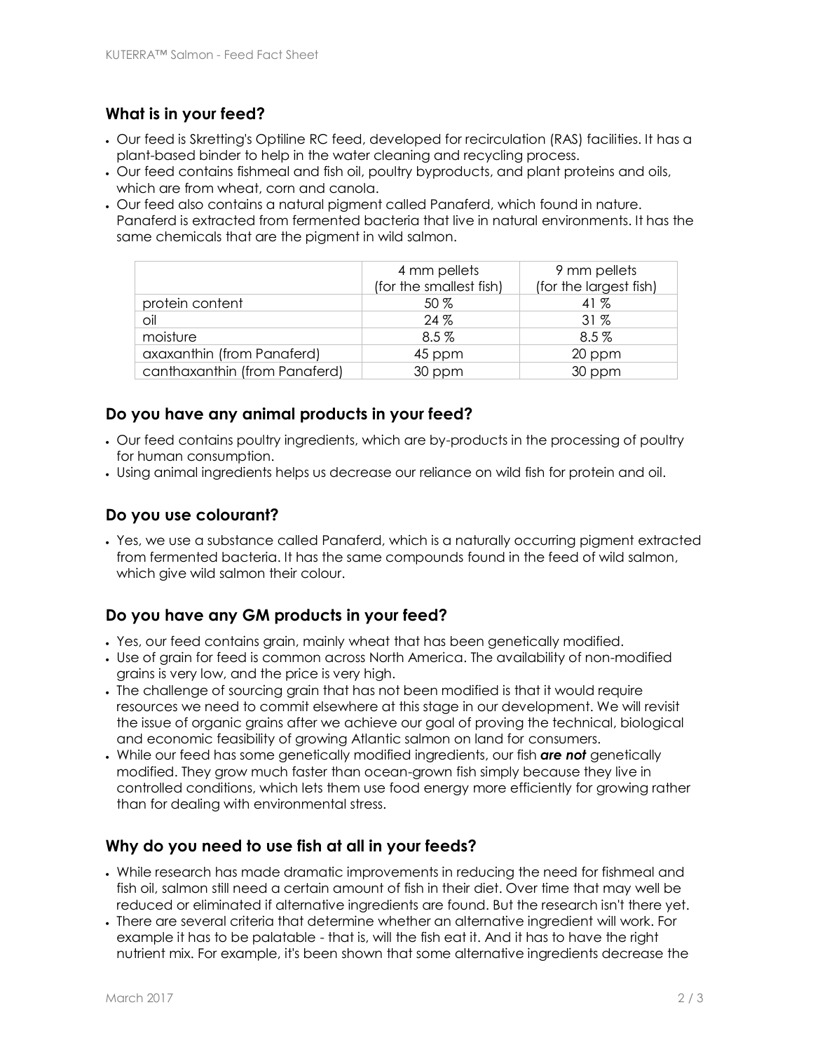## What is in your feed?

- Our feed is Skretting's Optiline RC feed, developed for recirculation (RAS) facilities. It has a plant-based binder to help in the water cleaning and recycling process.
- Our feed contains fishmeal and fish oil, poultry byproducts, and plant proteins and oils, which are from wheat, corn and canola.
- Our feed also contains a natural pigment called Panaferd, which found in nature. Panaferd is extracted from fermented bacteria that live in natural environments. It has the same chemicals that are the pigment in wild salmon.

| | 4 mm pellets (for the smallest fish) | 9 mm pellets (for the largest fish) |
|---|---|---|
| protein content | 50 % | 41 % |
| oil | 24 % | 31 % |
| moisture | 8.5 % | 8.5 % |
| axaxanthin (from Panaferd) | 45 ppm | 20 ppm |
| canthaxanthin (from Panaferd) | 30 ppm | 30 ppm |

## Do you have any animal products in your feed?

- Our feed contains poultry ingredients, which are by-products in the processing of poultry for human consumption.
- Using animal ingredients helps us decrease our reliance on wild fish for protein and oil.

## Do you use colourant?

- Yes, we use a substance called Panaferd, which is a naturally occurring pigment extracted from fermented bacteria. It has the same compounds found in the feed of wild salmon, which give wild salmon their colour.

## Do you have any GM products in your feed?

- Yes, our feed contains grain, mainly wheat that has been genetically modified.
- Use of grain for feed is common across North America. The availability of non-modified grains is very low, and the price is very high.
- The challenge of sourcing grain that has not been modified is that it would require resources we need to commit elsewhere at this stage in our development. We will revisit the issue of organic grains after we achieve our goal of proving the technical, biological and economic feasibility of growing Atlantic salmon on land for consumers.
- While our feed has some genetically modified ingredients, our fish ***are not*** genetically modified. They grow much faster than ocean-grown fish simply because they live in controlled conditions, which lets them use food energy more efficiently for growing rather than for dealing with environmental stress.

## Why do you need to use fish at all in your feeds?

- While research has made dramatic improvements in reducing the need for fishmeal and fish oil, salmon still need a certain amount of fish in their diet. Over time that may well be reduced or eliminated if alternative ingredients are found. But the research isn't there yet.
- There are several criteria that determine whether an alternative ingredient will work. For example it has to be palatable - that is, will the fish eat it. And it has to have the right nutrient mix. For example, it's been shown that some alternative ingredients decrease the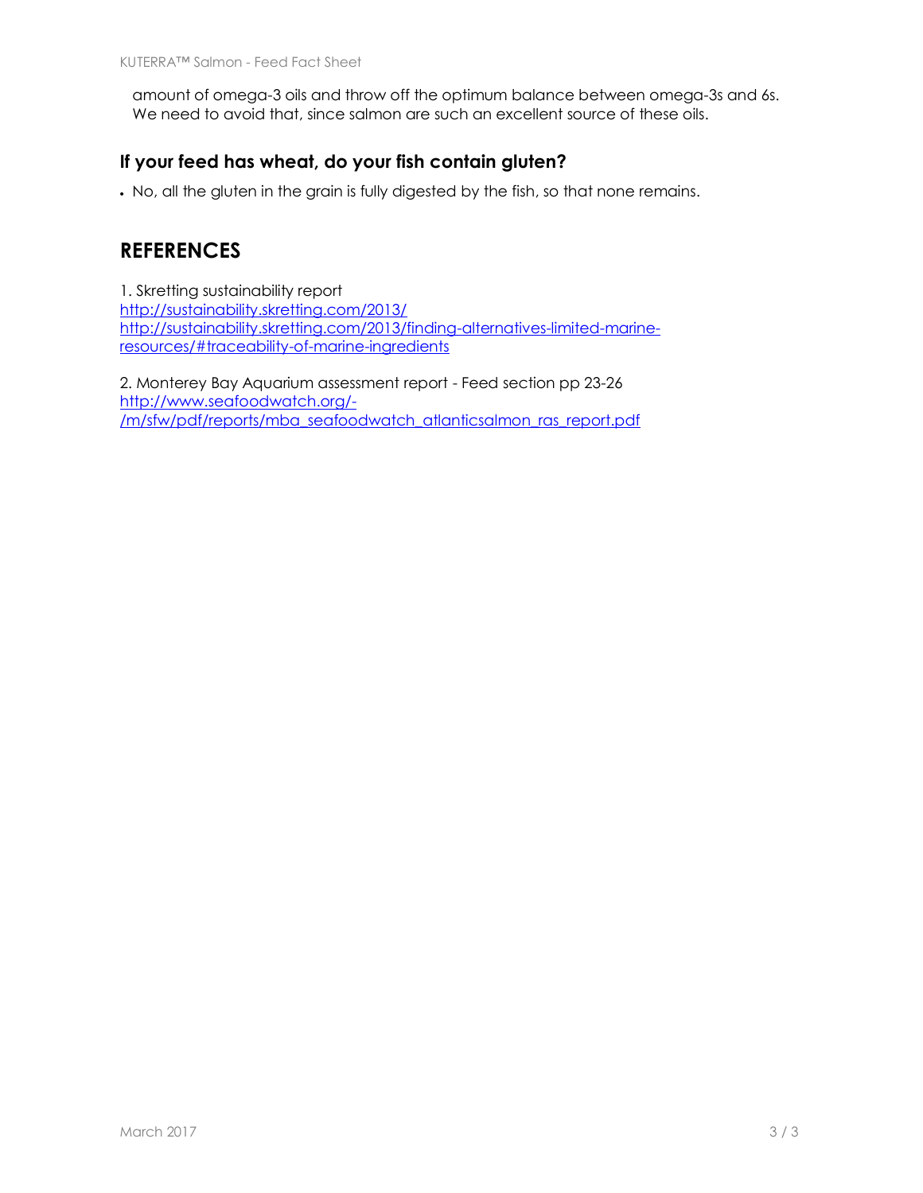amount of omega-3 oils and throw off the optimum balance between omega-3s and 6s. We need to avoid that, since salmon are such an excellent source of these oils.

### If your feed has wheat, do your fish contain gluten?

- No, all the gluten in the grain is fully digested by the fish, so that none remains.

## REFERENCES

1. Skretting sustainability report
http://sustainability.skretting.com/2013/
http://sustainability.skretting.com/2013/finding-alternatives-limited-marine-resources/#traceability-of-marine-ingredients

2. Monterey Bay Aquarium assessment report - Feed section pp 23-26
http://www.seafoodwatch.org/-/m/sfw/pdf/reports/mba_seafoodwatch_atlanticsalmon_ras_report.pdf